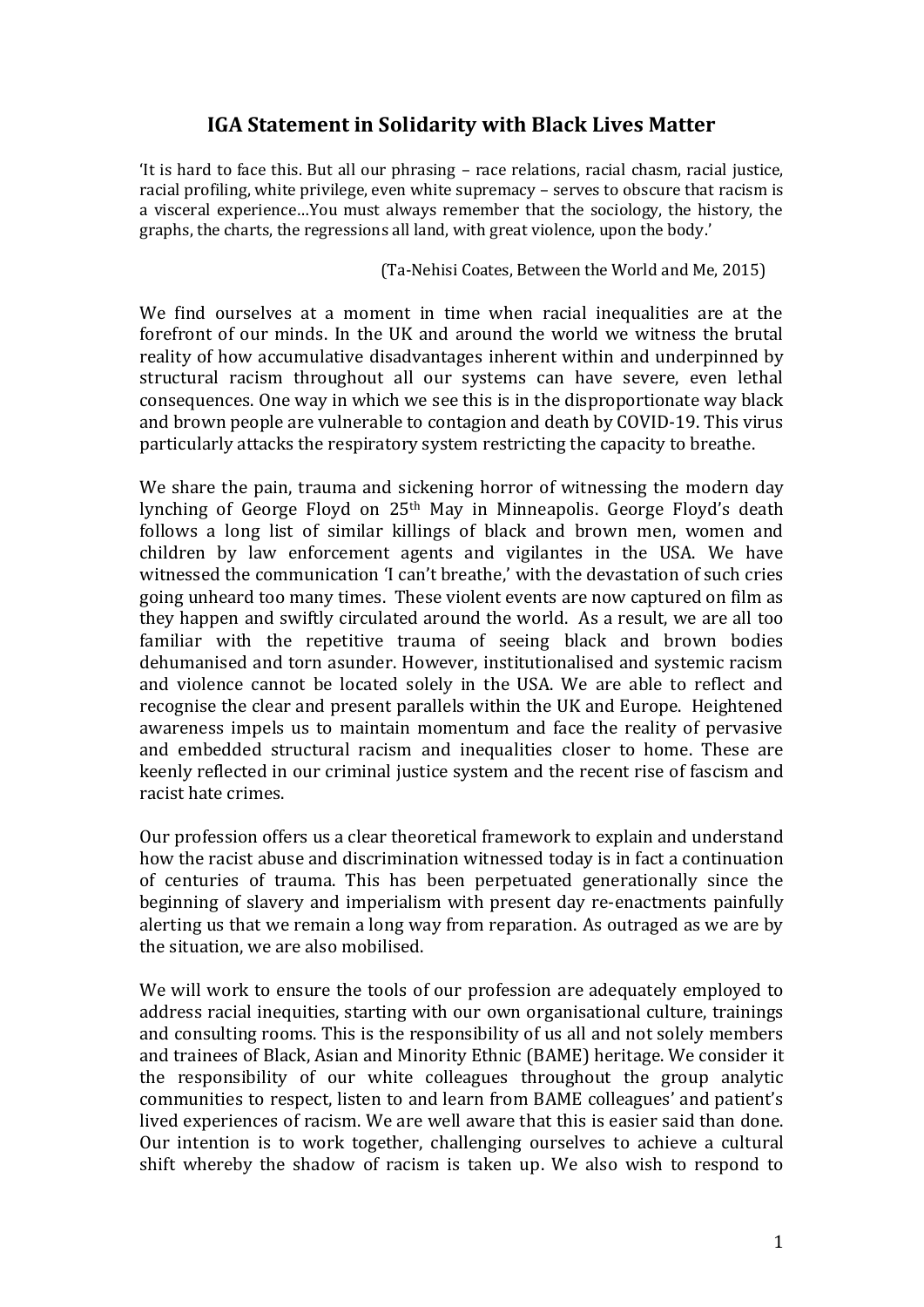# IGA Statement in Solidarity with Black Lives Matter

'It is hard to face this. But all our phrasing – race relations, racial chasm, racial justice, racial profiling, white privilege, even white supremacy – serves to obscure that racism is a visceral experience…You must always remember that the sociology, the history, the graphs, the charts, the regressions all land, with great violence, upon the body.'

(Ta-Nehisi Coates, Between the World and Me, 2015)

We find ourselves at a moment in time when racial inequalities are at the forefront of our minds. In the UK and around the world we witness the brutal reality of how accumulative disadvantages inherent within and underpinned by structural racism throughout all our systems can have severe, even lethal consequences. One way in which we see this is in the disproportionate way black and brown people are vulnerable to contagion and death by COVID-19. This virus particularly attacks the respiratory system restricting the capacity to breathe.

We share the pain, trauma and sickening horror of witnessing the modern day lynching of George Floyd on 25th May in Minneapolis. George Floyd's death follows a long list of similar killings of black and brown men, women and children by law enforcement agents and vigilantes in the USA. We have witnessed the communication 'I can't breathe,' with the devastation of such cries going unheard too many times. These violent events are now captured on film as they happen and swiftly circulated around the world. As a result, we are all too familiar with the repetitive trauma of seeing black and brown bodies dehumanised and torn asunder. However, institutionalised and systemic racism and violence cannot be located solely in the USA. We are able to reflect and recognise the clear and present parallels within the UK and Europe. Heightened awareness impels us to maintain momentum and face the reality of pervasive and embedded structural racism and inequalities closer to home. These are keenly reflected in our criminal justice system and the recent rise of fascism and racist hate crimes.

Our profession offers us a clear theoretical framework to explain and understand how the racist abuse and discrimination witnessed today is in fact a continuation of centuries of trauma. This has been perpetuated generationally since the beginning of slavery and imperialism with present day re-enactments painfully alerting us that we remain a long way from reparation. As outraged as we are by the situation, we are also mobilised.

We will work to ensure the tools of our profession are adequately employed to address racial inequities, starting with our own organisational culture, trainings and consulting rooms. This is the responsibility of us all and not solely members and trainees of Black, Asian and Minority Ethnic (BAME) heritage. We consider it the responsibility of our white colleagues throughout the group analytic communities to respect, listen to and learn from BAME colleagues' and patient's lived experiences of racism. We are well aware that this is easier said than done. Our intention is to work together, challenging ourselves to achieve a cultural shift whereby the shadow of racism is taken up. We also wish to respond to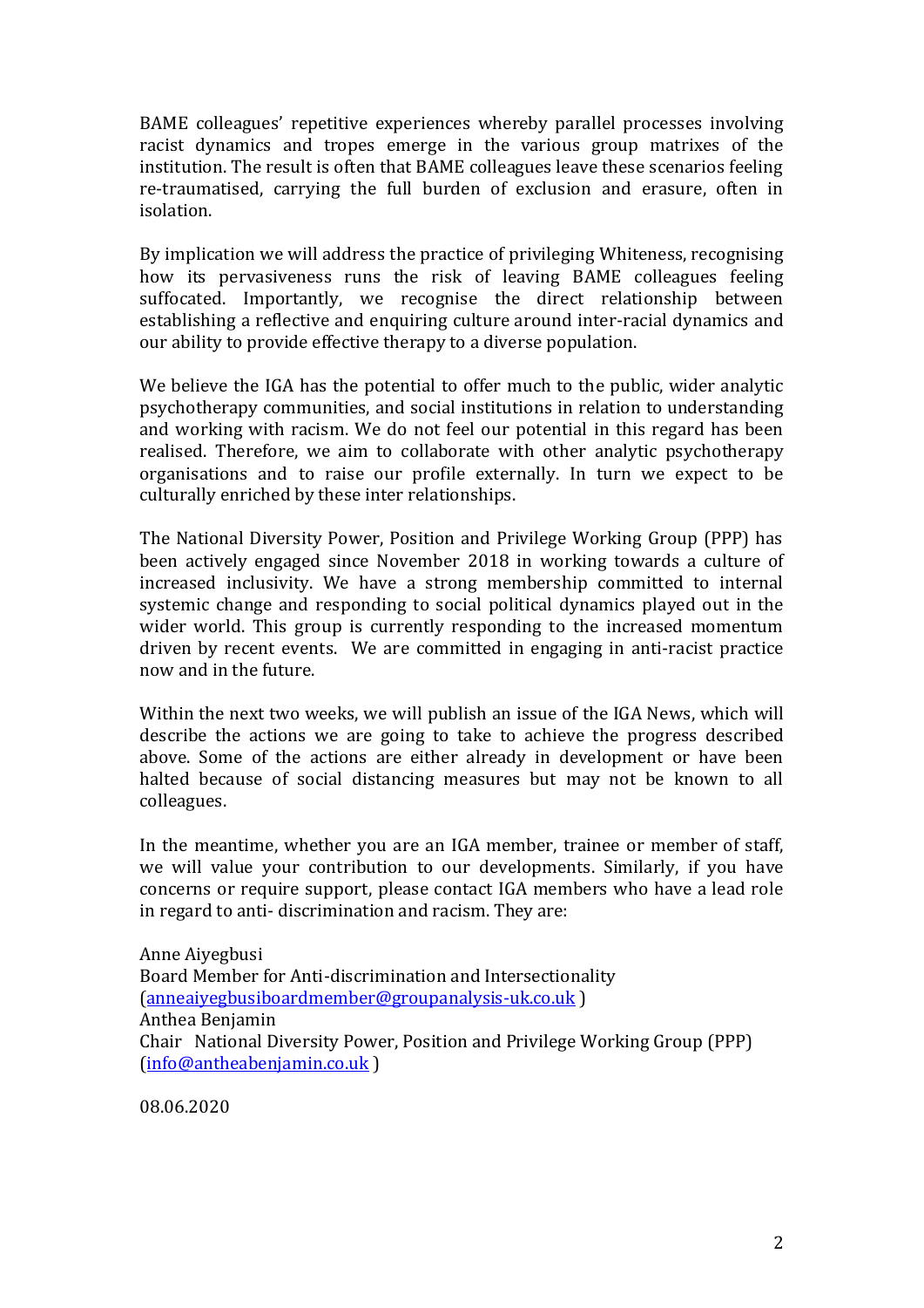BAME colleagues' repetitive experiences whereby parallel processes involving racist dynamics and tropes emerge in the various group matrixes of the institution. The result is often that BAME colleagues leave these scenarios feeling re-traumatised, carrying the full burden of exclusion and erasure, often in isolation.

By implication we will address the practice of privileging Whiteness, recognising how its pervasiveness runs the risk of leaving BAME colleagues feeling suffocated. Importantly, we recognise the direct relationship between establishing a reflective and enquiring culture around inter-racial dynamics and our ability to provide effective therapy to a diverse population.

We believe the IGA has the potential to offer much to the public, wider analytic psychotherapy communities, and social institutions in relation to understanding and working with racism. We do not feel our potential in this regard has been realised. Therefore, we aim to collaborate with other analytic psychotherapy organisations and to raise our profile externally. In turn we expect to be culturally enriched by these inter relationships.

The National Diversity Power, Position and Privilege Working Group (PPP) has been actively engaged since November 2018 in working towards a culture of increased inclusivity. We have a strong membership committed to internal systemic change and responding to social political dynamics played out in the wider world. This group is currently responding to the increased momentum driven by recent events. We are committed in engaging in anti-racist practice now and in the future.

Within the next two weeks, we will publish an issue of the IGA News, which will describe the actions we are going to take to achieve the progress described above. Some of the actions are either already in development or have been halted because of social distancing measures but may not be known to all colleagues.

In the meantime, whether you are an IGA member, trainee or member of staff, we will value your contribution to our developments. Similarly, if you have concerns or require support, please contact IGA members who have a lead role in regard to anti- discrimination and racism. They are:

Anne Aiyegbusi
Board Member for Anti-discrimination and Intersectionality
(anneaiyegbusiboardmember@groupanalysis-uk.co.uk )
Anthea Benjamin
Chair National Diversity Power, Position and Privilege Working Group (PPP)
(info@antheabenjamin.co.uk )

08.06.2020